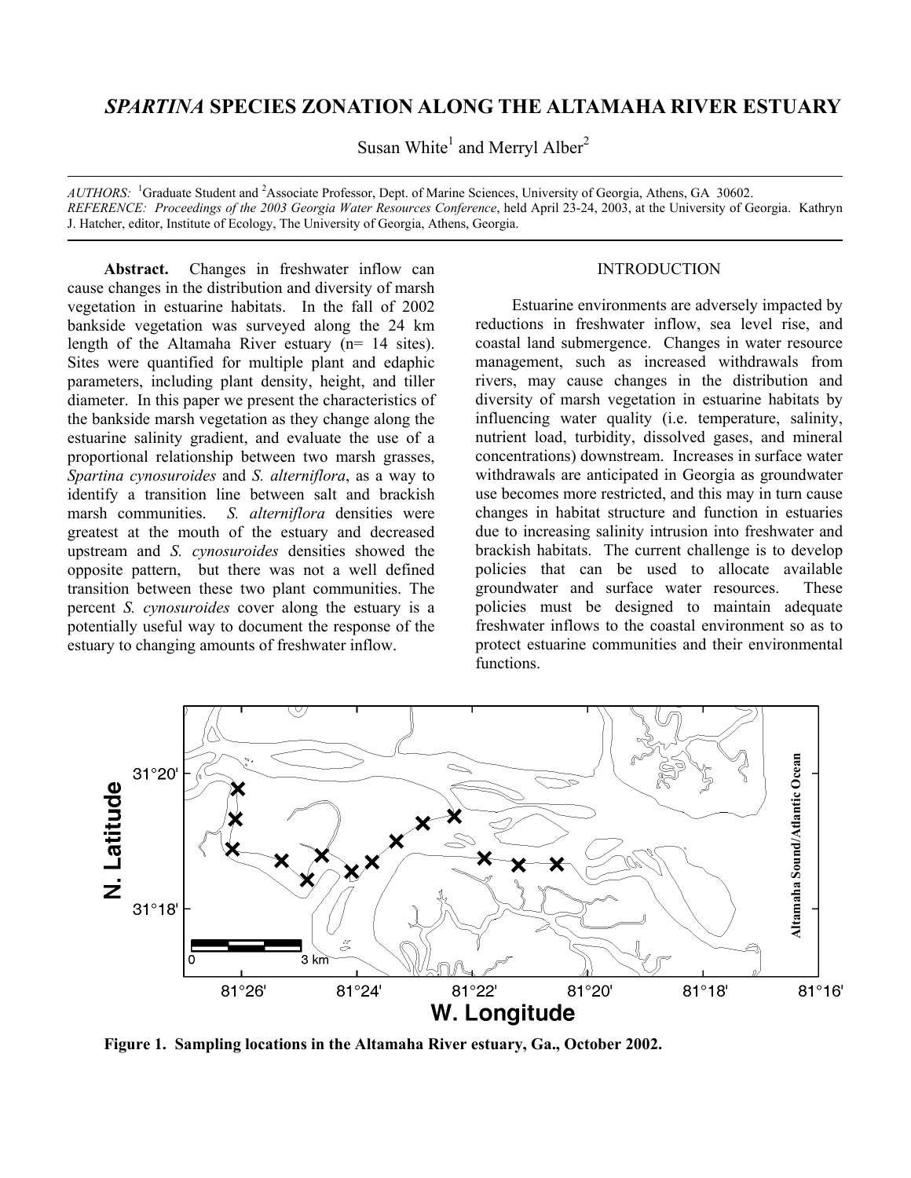# *SPARTINA* SPECIES ZONATION ALONG THE ALTAMAHA RIVER ESTUARY

Susan White[1] and Merryl Alber[2]

*AUTHORS:* [1]Graduate Student and [2]Associate Professor, Dept. of Marine Sciences, University of Georgia, Athens, GA 30602.
*REFERENCE: Proceedings of the 2003 Georgia Water Resources Conference*, held April 23-24, 2003, at the University of Georgia. Kathryn J. Hatcher, editor, Institute of Ecology, The University of Georgia, Athens, Georgia.

**Abstract.** Changes in freshwater inflow can cause changes in the distribution and diversity of marsh vegetation in estuarine habitats. In the fall of 2002 bankside vegetation was surveyed along the 24 km length of the Altamaha River estuary (n= 14 sites). Sites were quantified for multiple plant and edaphic parameters, including plant density, height, and tiller diameter. In this paper we present the characteristics of the bankside marsh vegetation as they change along the estuarine salinity gradient, and evaluate the use of a proportional relationship between two marsh grasses, *Spartina cynosuroides* and *S. alterniflora*, as a way to identify a transition line between salt and brackish marsh communities. *S. alterniflora* densities were greatest at the mouth of the estuary and decreased upstream and *S. cynosuroides* densities showed the opposite pattern, but there was not a well defined transition between these two plant communities. The percent *S. cynosuroides* cover along the estuary is a potentially useful way to document the response of the estuary to changing amounts of freshwater inflow.

## INTRODUCTION

Estuarine environments are adversely impacted by reductions in freshwater inflow, sea level rise, and coastal land submergence. Changes in water resource management, such as increased withdrawals from rivers, may cause changes in the distribution and diversity of marsh vegetation in estuarine habitats by influencing water quality (i.e. temperature, salinity, nutrient load, turbidity, dissolved gases, and mineral concentrations) downstream. Increases in surface water withdrawals are anticipated in Georgia as groundwater use becomes more restricted, and this may in turn cause changes in habitat structure and function in estuaries due to increasing salinity intrusion into freshwater and brackish habitats. The current challenge is to develop policies that can be used to allocate available groundwater and surface water resources. These policies must be designed to maintain adequate freshwater inflows to the coastal environment so as to protect estuarine communities and their environmental functions.

**Figure 1. Sampling locations in the Altamaha River estuary, Ga., October 2002.**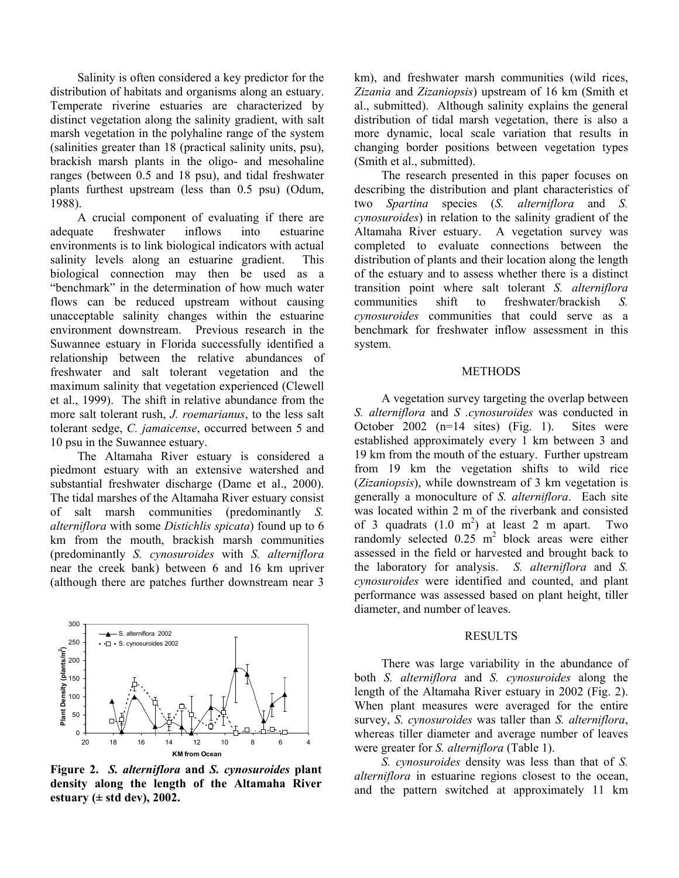Salinity is often considered a key predictor for the distribution of habitats and organisms along an estuary. Temperate riverine estuaries are characterized by distinct vegetation along the salinity gradient, with salt marsh vegetation in the polyhaline range of the system (salinities greater than 18 (practical salinity units, psu), brackish marsh plants in the oligo- and mesohaline ranges (between 0.5 and 18 psu), and tidal freshwater plants furthest upstream (less than 0.5 psu) (Odum, 1988).

A crucial component of evaluating if there are adequate freshwater inflows into estuarine environments is to link biological indicators with actual salinity levels along an estuarine gradient. This biological connection may then be used as a "benchmark" in the determination of how much water flows can be reduced upstream without causing unacceptable salinity changes within the estuarine environment downstream. Previous research in the Suwannee estuary in Florida successfully identified a relationship between the relative abundances of freshwater and salt tolerant vegetation and the maximum salinity that vegetation experienced (Clewell et al., 1999). The shift in relative abundance from the more salt tolerant rush, *J. roemarianus*, to the less salt tolerant sedge, *C. jamaicense*, occurred between 5 and 10 psu in the Suwannee estuary.

The Altamaha River estuary is considered a piedmont estuary with an extensive watershed and substantial freshwater discharge (Dame et al., 2000). The tidal marshes of the Altamaha River estuary consist of salt marsh communities (predominantly *S. alterniflora* with some *Distichlis spicata*) found up to 6 km from the mouth, brackish marsh communities (predominantly *S. cynosuroides* with *S. alterniflora* near the creek bank) between 6 and 16 km upriver (although there are patches further downstream near 3 km), and freshwater marsh communities (wild rices, *Zizania* and *Zizaniopsis*) upstream of 16 km (Smith et al., submitted). Although salinity explains the general distribution of tidal marsh vegetation, there is also a more dynamic, local scale variation that results in changing border positions between vegetation types (Smith et al., submitted).

The research presented in this paper focuses on describing the distribution and plant characteristics of two *Spartina* species (*S. alterniflora* and *S. cynosuroides*) in relation to the salinity gradient of the Altamaha River estuary. A vegetation survey was completed to evaluate connections between the distribution of plants and their location along the length of the estuary and to assess whether there is a distinct transition point where salt tolerant *S. alterniflora* communities shift to freshwater/brackish *S. cynosuroides* communities that could serve as a benchmark for freshwater inflow assessment in this system.

**Figure 2. *S. alterniflora* and *S. cynosuroides* plant density along the length of the Altamaha River estuary (± std dev), 2002.**

## METHODS

A vegetation survey targeting the overlap between *S. alterniflora* and *S .cynosuroides* was conducted in October 2002 (n=14 sites) (Fig. 1). Sites were established approximately every 1 km between 3 and 19 km from the mouth of the estuary. Further upstream from 19 km the vegetation shifts to wild rice (*Zizaniopsis*), while downstream of 3 km vegetation is generally a monoculture of *S. alterniflora*. Each site was located within 2 m of the riverbank and consisted of 3 quadrats (1.0 m$^2$) at least 2 m apart. Two randomly selected 0.25 m$^2$ block areas were either assessed in the field or harvested and brought back to the laboratory for analysis. *S. alterniflora* and *S. cynosuroides* were identified and counted, and plant performance was assessed based on plant height, tiller diameter, and number of leaves.

## RESULTS

There was large variability in the abundance of both *S. alterniflora* and *S. cynosuroides* along the length of the Altamaha River estuary in 2002 (Fig. 2). When plant measures were averaged for the entire survey, *S. cynosuroides* was taller than *S. alterniflora*, whereas tiller diameter and average number of leaves were greater for *S. alterniflora* (Table 1).

*S. cynosuroides* density was less than that of *S. alterniflora* in estuarine regions closest to the ocean, and the pattern switched at approximately 11 km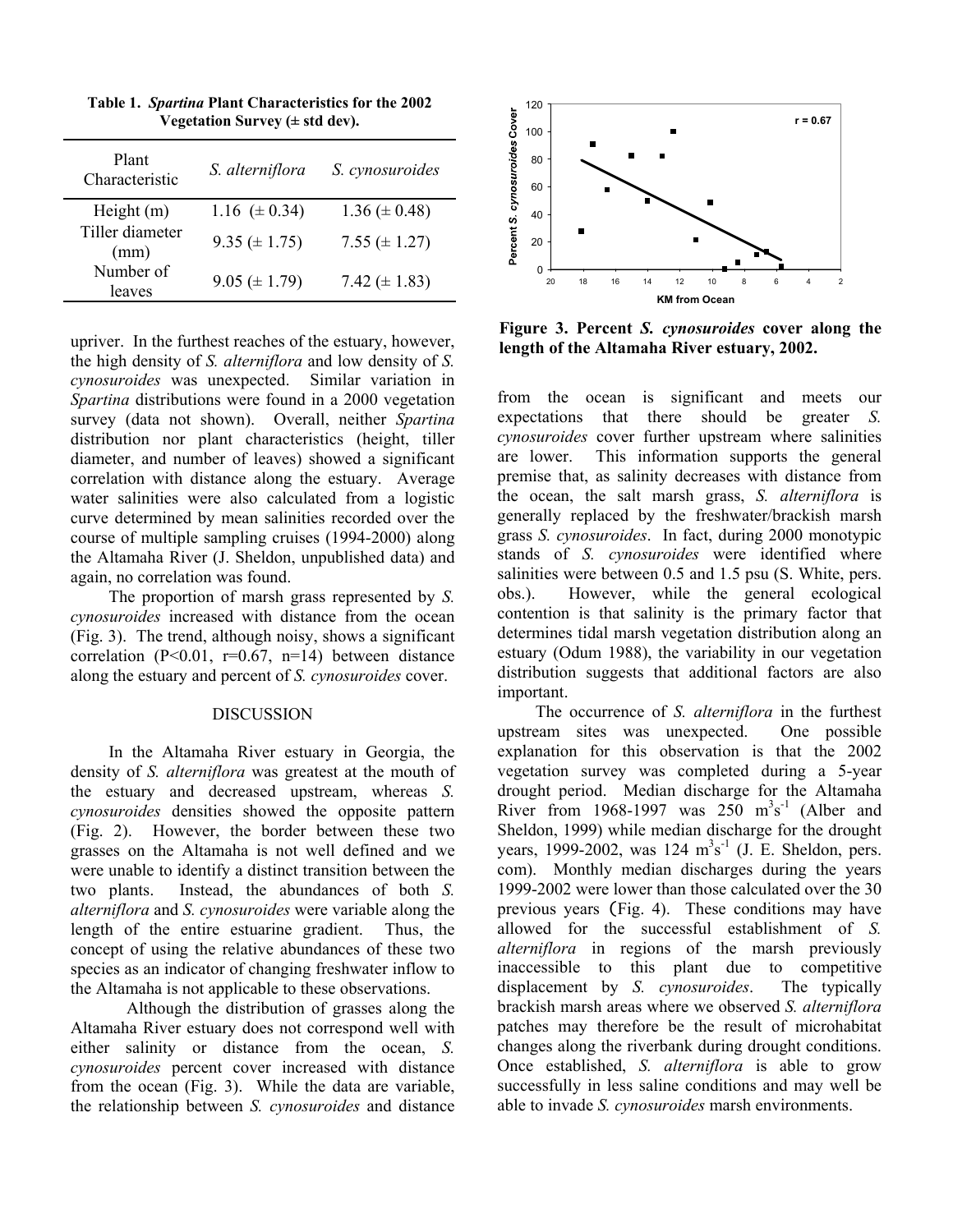**Table 1. *Spartina* Plant Characteristics for the 2002 Vegetation Survey (± std dev).**

| Plant Characteristic | *S. alterniflora* | *S. cynosuroides* |
|---|---|---|
| Height (m) | 1.16 (± 0.34) | 1.36 (± 0.48) |
| Tiller diameter (mm) | 9.35 (± 1.75) | 7.55 (± 1.27) |
| Number of leaves | 9.05 (± 1.79) | 7.42 (± 1.83) |

upriver. In the furthest reaches of the estuary, however, the high density of *S. alterniflora* and low density of *S. cynosuroides* was unexpected. Similar variation in *Spartina* distributions were found in a 2000 vegetation survey (data not shown). Overall, neither *Spartina* distribution nor plant characteristics (height, tiller diameter, and number of leaves) showed a significant correlation with distance along the estuary. Average water salinities were also calculated from a logistic curve determined by mean salinities recorded over the course of multiple sampling cruises (1994-2000) along the Altamaha River (J. Sheldon, unpublished data) and again, no correlation was found.

The proportion of marsh grass represented by *S. cynosuroides* increased with distance from the ocean (Fig. 3). The trend, although noisy, shows a significant correlation ($P<0.01$, $r=0.67$, $n=14$) between distance along the estuary and percent of *S. cynosuroides* cover.

**Figure 3. Percent *S. cynosuroides* cover along the length of the Altamaha River estuary, 2002.**

## DISCUSSION

In the Altamaha River estuary in Georgia, the density of *S. alterniflora* was greatest at the mouth of the estuary and decreased upstream, whereas *S. cynosuroides* densities showed the opposite pattern (Fig. 2). However, the border between these two grasses on the Altamaha is not well defined and we were unable to identify a distinct transition between the two plants. Instead, the abundances of both *S. alterniflora* and *S. cynosuroides* were variable along the length of the entire estuarine gradient. Thus, the concept of using the relative abundances of these two species as an indicator of changing freshwater inflow to the Altamaha is not applicable to these observations.

Although the distribution of grasses along the Altamaha River estuary does not correspond well with either salinity or distance from the ocean, *S. cynosuroides* percent cover increased with distance from the ocean (Fig. 3). While the data are variable, the relationship between *S. cynosuroides* and distance from the ocean is significant and meets our expectations that there should be greater *S. cynosuroides* cover further upstream where salinities are lower. This information supports the general premise that, as salinity decreases with distance from the ocean, the salt marsh grass, *S. alterniflora* is generally replaced by the freshwater/brackish marsh grass *S. cynosuroides*. In fact, during 2000 monotypic stands of *S. cynosuroides* were identified where salinities were between 0.5 and 1.5 psu (S. White, pers. obs.). However, while the general ecological contention is that salinity is the primary factor that determines tidal marsh vegetation distribution along an estuary (Odum 1988), the variability in our vegetation distribution suggests that additional factors are also important.

The occurrence of *S. alterniflora* in the furthest upstream sites was unexpected. One possible explanation for this observation is that the 2002 vegetation survey was completed during a 5-year drought period. Median discharge for the Altamaha River from 1968-1997 was 250 $m^3s^{-1}$ (Alber and Sheldon, 1999) while median discharge for the drought years, 1999-2002, was 124 $m^3s^{-1}$ (J. E. Sheldon, pers. com). Monthly median discharges during the years 1999-2002 were lower than those calculated over the 30 previous years (Fig. 4). These conditions may have allowed for the successful establishment of *S. alterniflora* in regions of the marsh previously inaccessible to this plant due to competitive displacement by *S. cynosuroides*. The typically brackish marsh areas where we observed *S. alterniflora* patches may therefore be the result of microhabitat changes along the riverbank during drought conditions. Once established, *S. alterniflora* is able to grow successfully in less saline conditions and may well be able to invade *S. cynosuroides* marsh environments.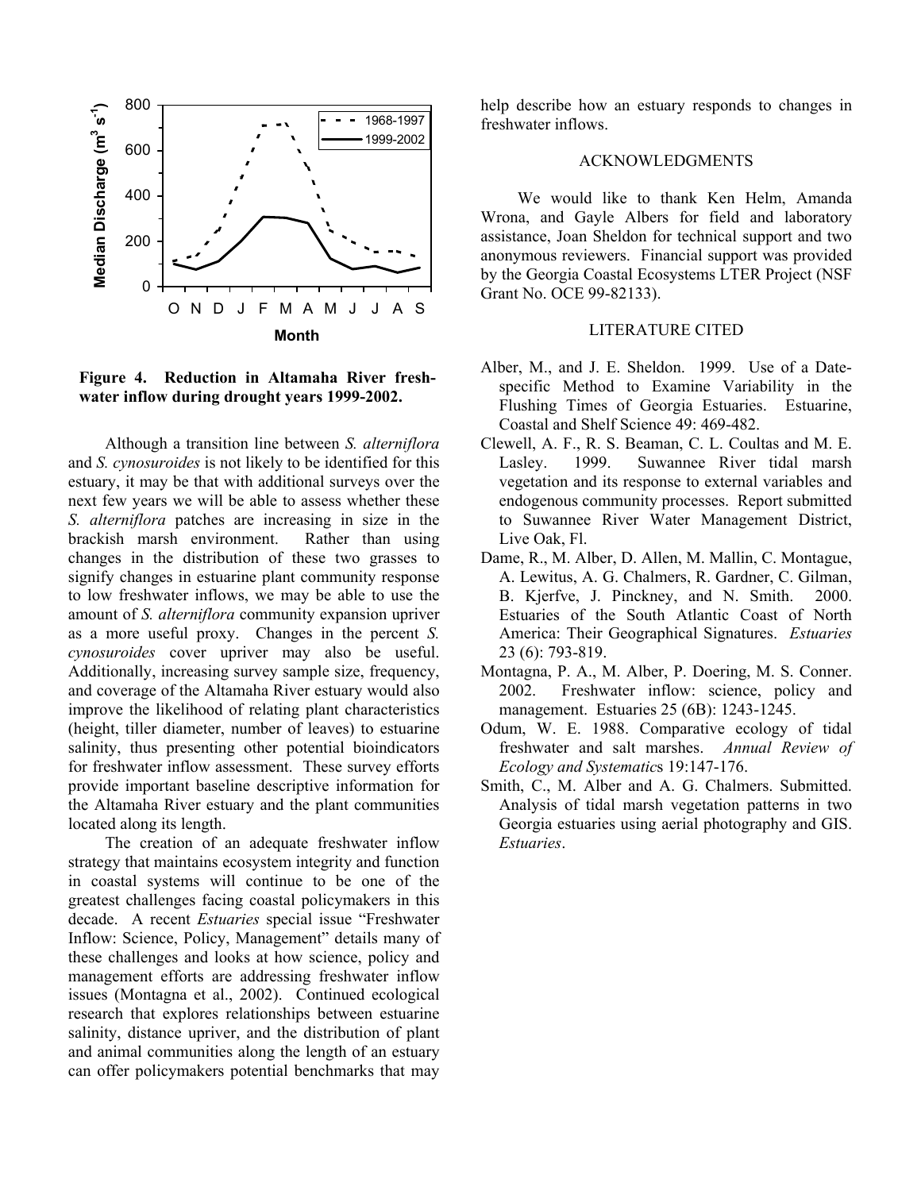800
600
400
200
0
Median Discharge ($m^3 s^{-1}$)
O N D J F M A M J J A S
Month
1968-1997
1999-2002

**Figure 4. Reduction in Altamaha River freshwater inflow during drought years 1999-2002.**

Although a transition line between *S. alterniflora* and *S. cynosuroides* is not likely to be identified for this estuary, it may be that with additional surveys over the next few years we will be able to assess whether these *S. alterniflora* patches are increasing in size in the brackish marsh environment. Rather than using changes in the distribution of these two grasses to signify changes in estuarine plant community response to low freshwater inflows, we may be able to use the amount of *S. alterniflora* community expansion upriver as a more useful proxy. Changes in the percent *S. cynosuroides* cover upriver may also be useful. Additionally, increasing survey sample size, frequency, and coverage of the Altamaha River estuary would also improve the likelihood of relating plant characteristics (height, tiller diameter, number of leaves) to estuarine salinity, thus presenting other potential bioindicators for freshwater inflow assessment. These survey efforts provide important baseline descriptive information for the Altamaha River estuary and the plant communities located along its length.

The creation of an adequate freshwater inflow strategy that maintains ecosystem integrity and function in coastal systems will continue to be one of the greatest challenges facing coastal policymakers in this decade. A recent *Estuaries* special issue "Freshwater Inflow: Science, Policy, Management" details many of these challenges and looks at how science, policy and management efforts are addressing freshwater inflow issues (Montagna et al., 2002). Continued ecological research that explores relationships between estuarine salinity, distance upriver, and the distribution of plant and animal communities along the length of an estuary can offer policymakers potential benchmarks that may help describe how an estuary responds to changes in freshwater inflows.

## ACKNOWLEDGMENTS

We would like to thank Ken Helm, Amanda Wrona, and Gayle Albers for field and laboratory assistance, Joan Sheldon for technical support and two anonymous reviewers. Financial support was provided by the Georgia Coastal Ecosystems LTER Project (NSF Grant No. OCE 99-82133).

## LITERATURE CITED

Alber, M., and J. E. Sheldon. 1999. Use of a Date-specific Method to Examine Variability in the Flushing Times of Georgia Estuaries. Estuarine, Coastal and Shelf Science 49: 469-482.

Clewell, A. F., R. S. Beaman, C. L. Coultas and M. E. Lasley. 1999. Suwannee River tidal marsh vegetation and its response to external variables and endogenous community processes. Report submitted to Suwannee River Water Management District, Live Oak, Fl.

Dame, R., M. Alber, D. Allen, M. Mallin, C. Montague, A. Lewitus, A. G. Chalmers, R. Gardner, C. Gilman, B. Kjerfve, J. Pinckney, and N. Smith. 2000. Estuaries of the South Atlantic Coast of North America: Their Geographical Signatures. *Estuaries* 23 (6): 793-819.

Montagna, P. A., M. Alber, P. Doering, M. S. Conner. 2002. Freshwater inflow: science, policy and management. Estuaries 25 (6B): 1243-1245.

Odum, W. E. 1988. Comparative ecology of tidal freshwater and salt marshes. *Annual Review of Ecology and Systematic*s 19:147-176.

Smith, C., M. Alber and A. G. Chalmers. Submitted. Analysis of tidal marsh vegetation patterns in two Georgia estuaries using aerial photography and GIS. *Estuaries*.